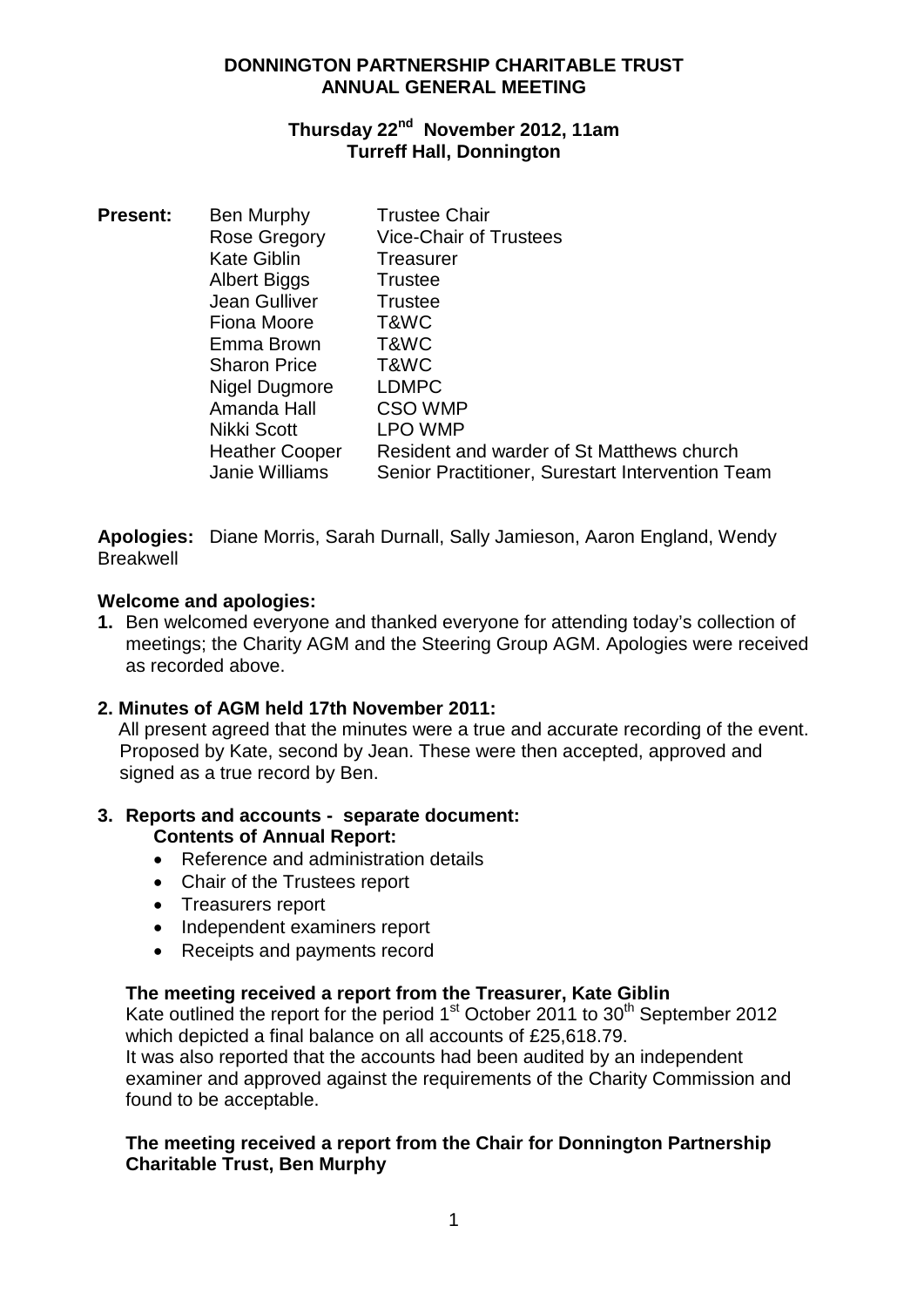**DONNINGTON PARTNERSHIP CHARITABLE TRUST**
**ANNUAL GENERAL MEETING**

**Thursday 22nd November 2012, 11am**
**Turreff Hall, Donnington**

**Present:**

| | |
|---|---|
| Ben Murphy | Trustee Chair |
| Rose Gregory | Vice-Chair of Trustees |
| Kate Giblin | Treasurer |
| Albert Biggs | Trustee |
| Jean Gulliver | Trustee |
| Fiona Moore | T&WC |
| Emma Brown | T&WC |
| Sharon Price | T&WC |
| Nigel Dugmore | LDMPC |
| Amanda Hall | CSO WMP |
| Nikki Scott | LPO WMP |
| Heather Cooper | Resident and warder of St Matthews church |
| Janie Williams | Senior Practitioner, Surestart Intervention Team |

**Apologies:** Diane Morris, Sarah Durnall, Sally Jamieson, Aaron England, Wendy Breakwell

**Welcome and apologies:**

**1.** Ben welcomed everyone and thanked everyone for attending today's collection of meetings; the Charity AGM and the Steering Group AGM. Apologies were received as recorded above.

**2. Minutes of AGM held 17th November 2011:**

All present agreed that the minutes were a true and accurate recording of the event. Proposed by Kate, second by Jean. These were then accepted, approved and signed as a true record by Ben.

**3. Reports and accounts - separate document:**

**Contents of Annual Report:**

- Reference and administration details
- Chair of the Trustees report
- Treasurers report
- Independent examiners report
- Receipts and payments record

**The meeting received a report from the Treasurer, Kate Giblin**

Kate outlined the report for the period 1st October 2011 to 30th September 2012 which depicted a final balance on all accounts of £25,618.79.
It was also reported that the accounts had been audited by an independent examiner and approved against the requirements of the Charity Commission and found to be acceptable.

**The meeting received a report from the Chair for Donnington Partnership Charitable Trust, Ben Murphy**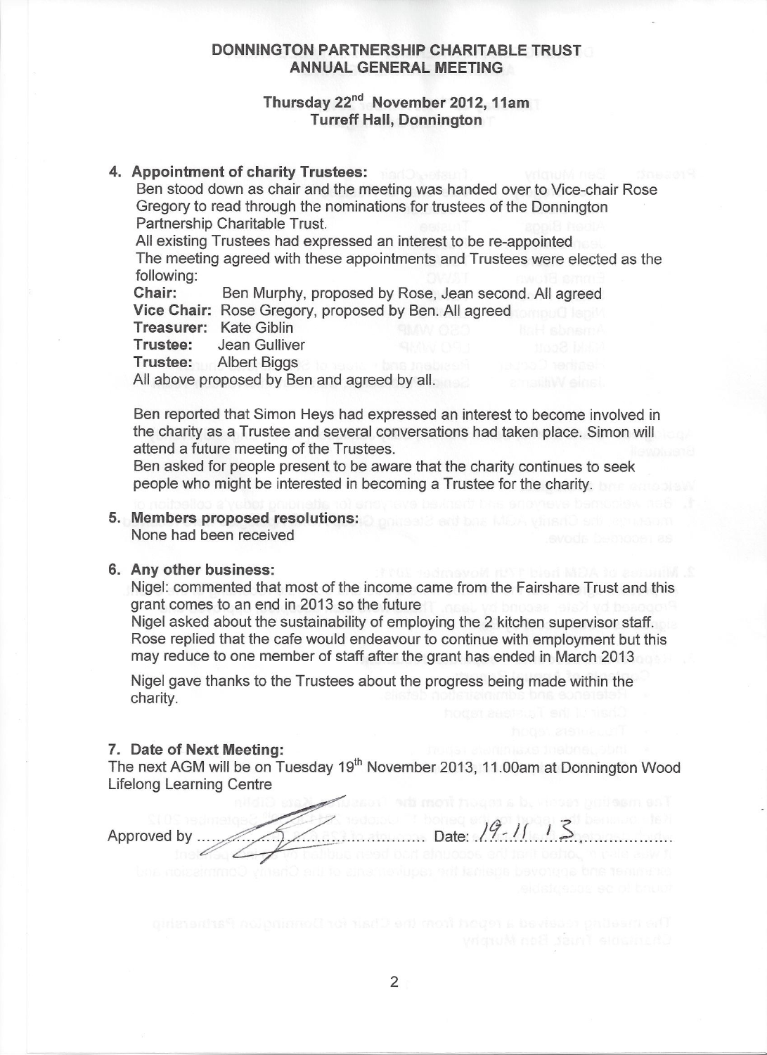**DONNINGTON PARTNERSHIP CHARITABLE TRUST**
**ANNUAL GENERAL MEETING**

**Thursday 22nd November 2012, 11am**
**Turreff Hall, Donnington**

4. **Appointment of charity Trustees:**
   Ben stood down as chair and the meeting was handed over to Vice-chair Rose Gregory to read through the nominations for trustees of the Donnington Partnership Charitable Trust.
   All existing Trustees had expressed an interest to be re-appointed
   The meeting agreed with these appointments and Trustees were elected as the following:
   **Chair:** Ben Murphy, proposed by Rose, Jean second. All agreed
   **Vice Chair:** Rose Gregory, proposed by Ben. All agreed
   **Treasurer:** Kate Giblin
   **Trustee:** Jean Gulliver
   **Trustee:** Albert Biggs
   All above proposed by Ben and agreed by all.

   Ben reported that Simon Heys had expressed an interest to become involved in the charity as a Trustee and several conversations had taken place. Simon will attend a future meeting of the Trustees.
   Ben asked for people present to be aware that the charity continues to seek people who might be interested in becoming a Trustee for the charity.

5. **Members proposed resolutions:**
   None had been received

6. **Any other business:**
   Nigel: commented that most of the income came from the Fairshare Trust and this grant comes to an end in 2013 so the future
   Nigel asked about the sustainability of employing the 2 kitchen supervisor staff. Rose replied that the cafe would endeavour to continue with employment but this may reduce to one member of staff after the grant has ended in March 2013

   Nigel gave thanks to the Trustees about the progress being made within the charity.

7. **Date of Next Meeting:**
   The next AGM will be on Tuesday 19th November 2013, 11.00am at Donnington Wood Lifelong Learning Centre

Approved by ............................................ Date: 19-11-13..........................